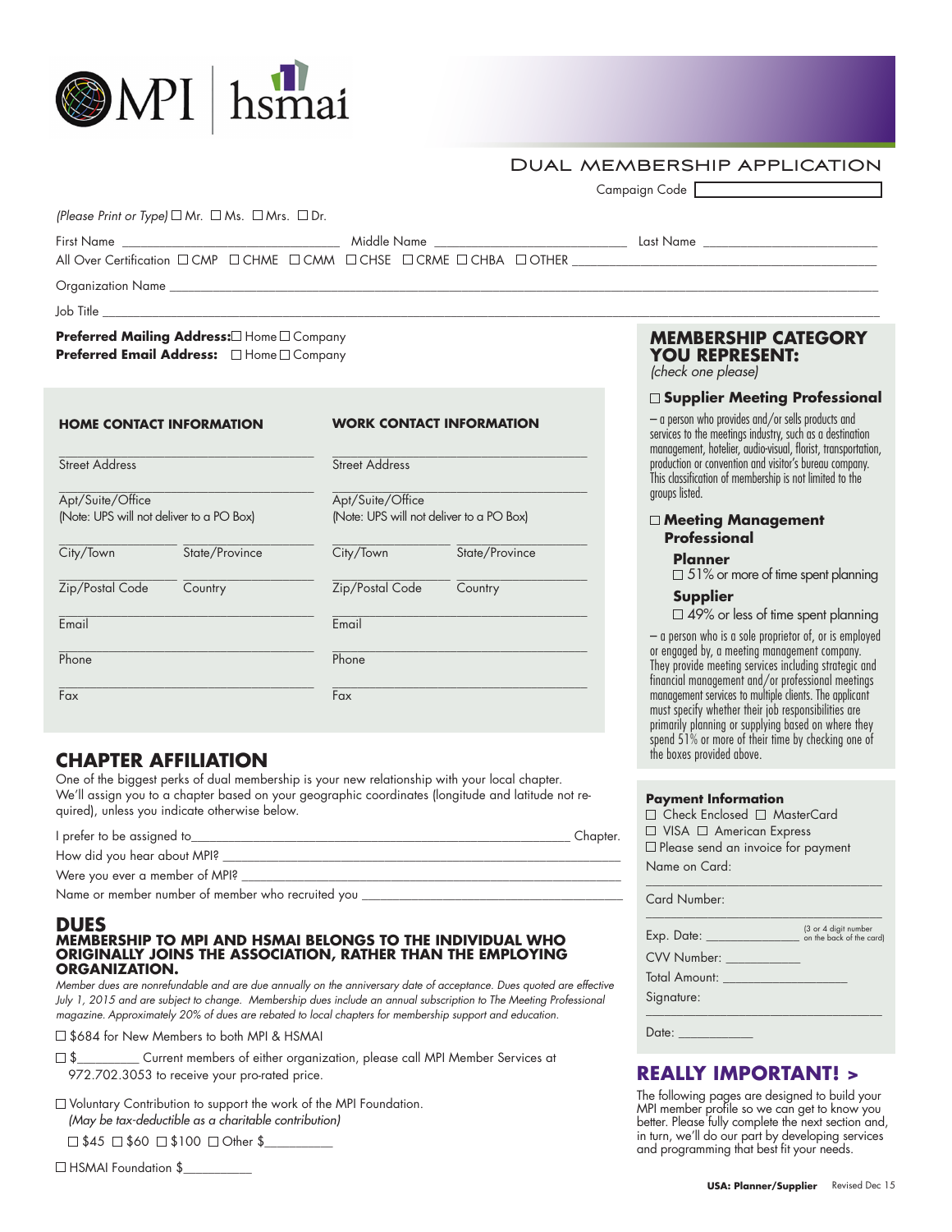MPI | hsmai

# DUAL MEMBERSHIP APPLICATION

Campaign Code ______

*(Please Print or Type)* ☐ Mr. ☐ Ms. ☐ Mrs. ☐ Dr.

First Name ______ Middle Name ______ Last Name ______

All Over Certification ☐ CMP ☐ CHME ☐ CMM ☐ CHSE ☐ CRME ☐ CHBA ☐ OTHER ______

Organization Name ______

Job Title ______

**Preferred Mailing Address:** ☐ Home ☐ Company

**Preferred Email Address:** ☐ Home ☐ Company

| HOME CONTACT INFORMATION | | WORK CONTACT INFORMATION | |
|---|---|---|---|
| Street Address | | Street Address | |
| Apt/Suite/Office (Note: UPS will not deliver to a PO Box) | | Apt/Suite/Office (Note: UPS will not deliver to a PO Box) | |
| City/Town | State/Province | City/Town | State/Province |
| Zip/Postal Code | Country | Zip/Postal Code | Country |
| Email | | Email | |
| Phone | | Phone | |
| Fax | | Fax | |

## CHAPTER AFFILIATION

One of the biggest perks of dual membership is your new relationship with your local chapter. We'll assign you to a chapter based on your geographic coordinates (longitude and latitude not required), unless you indicate otherwise below.

I prefer to be assigned to ______ Chapter.

How did you hear about MPI? ______

Were you ever a member of MPI? ______

Name or member number of member who recruited you ______

## DUES

### MEMBERSHIP TO MPI AND HSMAI BELONGS TO THE INDIVIDUAL WHO ORIGINALLY JOINS THE ASSOCIATION, RATHER THAN THE EMPLOYING ORGANIZATION.

*Member dues are nonrefundable and are due annually on the anniversary date of acceptance. Dues quoted are effective July 1, 2015 and are subject to change. Membership dues include an annual subscription to The Meeting Professional magazine. Approximately 20% of dues are rebated to local chapters for membership support and education.*

☐ $684 for New Members to both MPI & HSMAI

☐ $______ Current members of either organization, please call MPI Member Services at 972.702.3053 to receive your pro-rated price.

☐ Voluntary Contribution to support the work of the MPI Foundation.
*(May be tax-deductible as a charitable contribution)*

☐ $45 ☐ $60 ☐ $100 ☐ Other $______

☐ HSMAI Foundation $______

## MEMBERSHIP CATEGORY YOU REPRESENT:

*(check one please)*

☐ **Supplier Meeting Professional**

– a person who provides and/or sells products and services to the meetings industry, such as a destination management, hotelier, audio-visual, florist, transportation, production or convention and visitor's bureau company. This classification of membership is not limited to the groups listed.

☐ **Meeting Management Professional**

**Planner**
☐ 51% or more of time spent planning

**Supplier**
☐ 49% or less of time spent planning

– a person who is a sole proprietor of, or is employed or engaged by, a meeting management company. They provide meeting services including strategic and financial management and/or professional meetings management services to multiple clients. The applicant must specify whether their job responsibilities are primarily planning or supplying based on where they spend 51% or more of their time by checking one of the boxes provided above.

### Payment Information

☐ Check Enclosed ☐ MasterCard
☐ VISA ☐ American Express
☐ Please send an invoice for payment

Name on Card: ______

Card Number: ______

Exp. Date: ______ (3 or 4 digit number on the back of the card)

CVV Number: ______

Total Amount: ______

Signature: ______

Date: ______

## REALLY IMPORTANT! >

The following pages are designed to build your MPI member profile so we can get to know you better. Please fully complete the next section and, in turn, we'll do our part by developing services and programming that best fit your needs.

**USA: Planner/Supplier** Revised Dec 15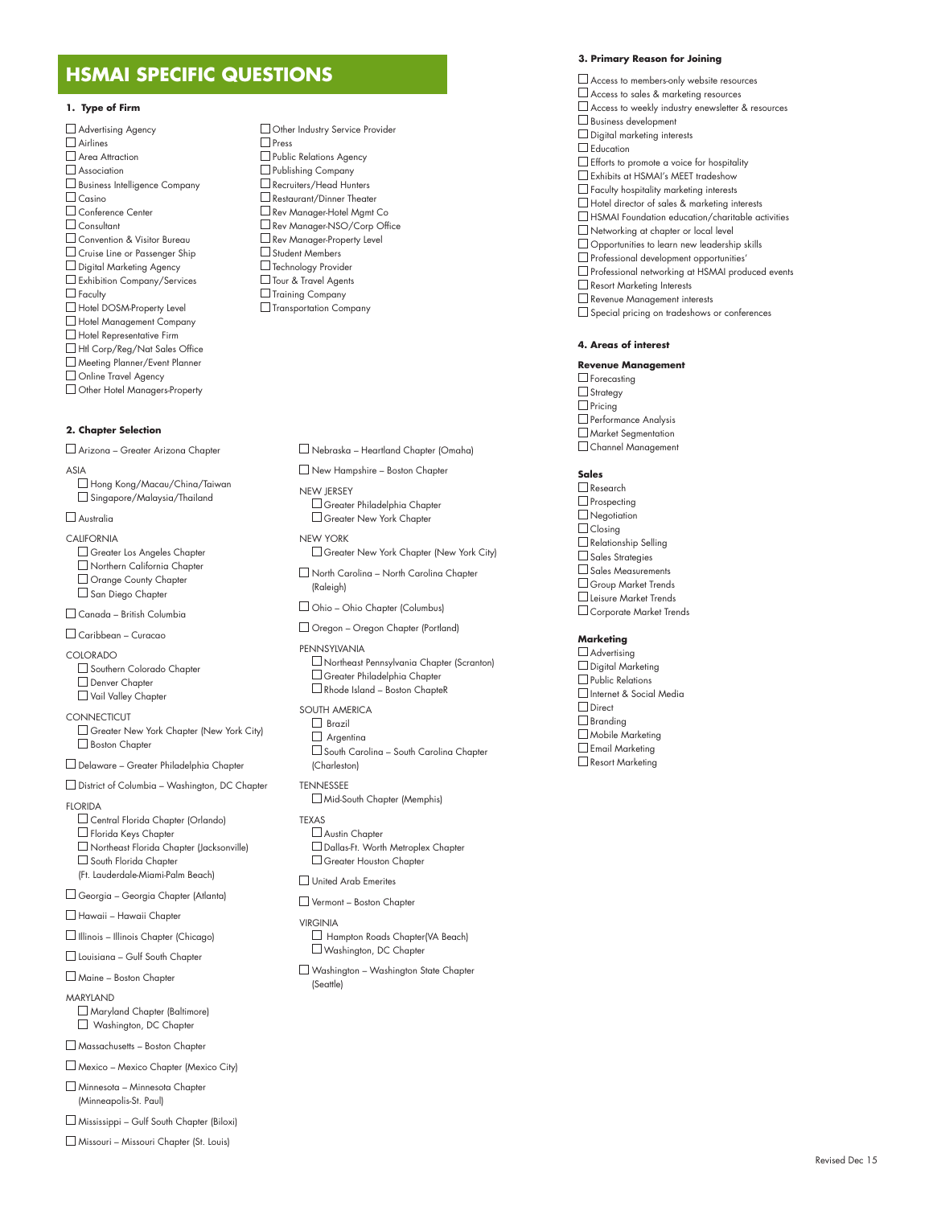# HSMAI SPECIFIC QUESTIONS

**1. Type of Firm**

- ☐ Advertising Agency
- ☐ Airlines
- ☐ Area Attraction
- ☐ Association
- ☐ Business Intelligence Company
- ☐ Casino
- ☐ Conference Center
- ☐ Consultant
- ☐ Convention & Visitor Bureau
- ☐ Cruise Line or Passenger Ship
- ☐ Digital Marketing Agency
- ☐ Exhibition Company/Services
- ☐ Faculty
- ☐ Hotel DOSM-Property Level
- ☐ Hotel Management Company
- ☐ Hotel Representative Firm
- ☐ Htl Corp/Reg/Nat Sales Office
- ☐ Meeting Planner/Event Planner
- ☐ Online Travel Agency
- ☐ Other Hotel Managers-Property
- ☐ Other Industry Service Provider
- ☐ Press
- ☐ Public Relations Agency
- ☐ Publishing Company
- ☐ Recruiters/Head Hunters
- ☐ Restaurant/Dinner Theater
- ☐ Rev Manager-Hotel Mgmt Co
- ☐ Rev Manager-NSO/Corp Office
- ☐ Rev Manager-Property Level
- ☐ Student Members
- ☐ Technology Provider
- ☐ Tour & Travel Agents
- ☐ Training Company
- ☐ Transportation Company

**2. Chapter Selection**

☐ Arizona – Greater Arizona Chapter

ASIA
- ☐ Hong Kong/Macau/China/Taiwan
- ☐ Singapore/Malaysia/Thailand

☐ Australia

CALIFORNIA
- ☐ Greater Los Angeles Chapter
- ☐ Northern California Chapter
- ☐ Orange County Chapter
- ☐ San Diego Chapter

☐ Canada – British Columbia

☐ Caribbean – Curacao

COLORADO
- ☐ Southern Colorado Chapter
- ☐ Denver Chapter
- ☐ Vail Valley Chapter

CONNECTICUT
- ☐ Greater New York Chapter (New York City)
- ☐ Boston Chapter

☐ Delaware – Greater Philadelphia Chapter

☐ District of Columbia – Washington, DC Chapter

FLORIDA
- ☐ Central Florida Chapter (Orlando)
- ☐ Florida Keys Chapter
- ☐ Northeast Florida Chapter (Jacksonville)
- ☐ South Florida Chapter (Ft. Lauderdale-Miami-Palm Beach)

☐ Georgia – Georgia Chapter (Atlanta)

☐ Hawaii – Hawaii Chapter

☐ Illinois – Illinois Chapter (Chicago)

☐ Louisiana – Gulf South Chapter

☐ Maine – Boston Chapter

MARYLAND
- ☐ Maryland Chapter (Baltimore)
- ☐ Washington, DC Chapter

☐ Massachusetts – Boston Chapter

☐ Mexico – Mexico Chapter (Mexico City)

☐ Minnesota – Minnesota Chapter (Minneapolis-St. Paul)

☐ Mississippi – Gulf South Chapter (Biloxi)

☐ Missouri – Missouri Chapter (St. Louis)

☐ Nebraska – Heartland Chapter (Omaha)

☐ New Hampshire – Boston Chapter

NEW JERSEY
- ☐ Greater Philadelphia Chapter
- ☐ Greater New York Chapter

NEW YORK
- ☐ Greater New York Chapter (New York City)

☐ North Carolina – North Carolina Chapter (Raleigh)

☐ Ohio – Ohio Chapter (Columbus)

☐ Oregon – Oregon Chapter (Portland)

PENNSYLVANIA
- ☐ Northeast Pennsylvania Chapter (Scranton)
- ☐ Greater Philadelphia Chapter
- ☐ Rhode Island – Boston ChapteR

SOUTH AMERICA
- ☐ Brazil
- ☐ Argentina
- ☐ South Carolina – South Carolina Chapter (Charleston)

TENNESSEE
- ☐ Mid-South Chapter (Memphis)

TEXAS
- ☐ Austin Chapter
- ☐ Dallas-Ft. Worth Metroplex Chapter
- ☐ Greater Houston Chapter

☐ United Arab Emerites

☐ Vermont – Boston Chapter

VIRGINIA
- ☐ Hampton Roads Chapter(VA Beach)
- ☐ Washington, DC Chapter

☐ Washington – Washington State Chapter (Seattle)

**3. Primary Reason for Joining**

- ☐ Access to members-only website resources
- ☐ Access to sales & marketing resources
- ☐ Access to weekly industry enewsletter & resources
- ☐ Business development
- ☐ Digital marketing interests
- ☐ Education
- ☐ Efforts to promote a voice for hospitality
- ☐ Exhibits at HSMAI's MEET tradeshow
- ☐ Faculty hospitality marketing interests
- ☐ Hotel director of sales & marketing interests
- ☐ HSMAI Foundation education/charitable activities
- ☐ Networking at chapter or local level
- ☐ Opportunities to learn new leadership skills
- ☐ Professional development opportunities'
- ☐ Professional networking at HSMAI produced events
- ☐ Resort Marketing Interests
- ☐ Revenue Management interests
- ☐ Special pricing on tradeshows or conferences

**4. Areas of interest**

**Revenue Management**
- ☐ Forecasting
- ☐ Strategy
- ☐ Pricing
- ☐ Performance Analysis
- ☐ Market Segmentation
- ☐ Channel Management

**Sales**
- ☐ Research
- ☐ Prospecting
- ☐ Negotiation
- ☐ Closing
- ☐ Relationship Selling
- ☐ Sales Strategies
- ☐ Sales Measurements
- ☐ Group Market Trends
- ☐ Leisure Market Trends
- ☐ Corporate Market Trends

**Marketing**
- ☐ Advertising
- ☐ Digital Marketing
- ☐ Public Relations
- ☐ Internet & Social Media
- ☐ Direct
- ☐ Branding
- ☐ Mobile Marketing
- ☐ Email Marketing
- ☐ Resort Marketing

Revised Dec 15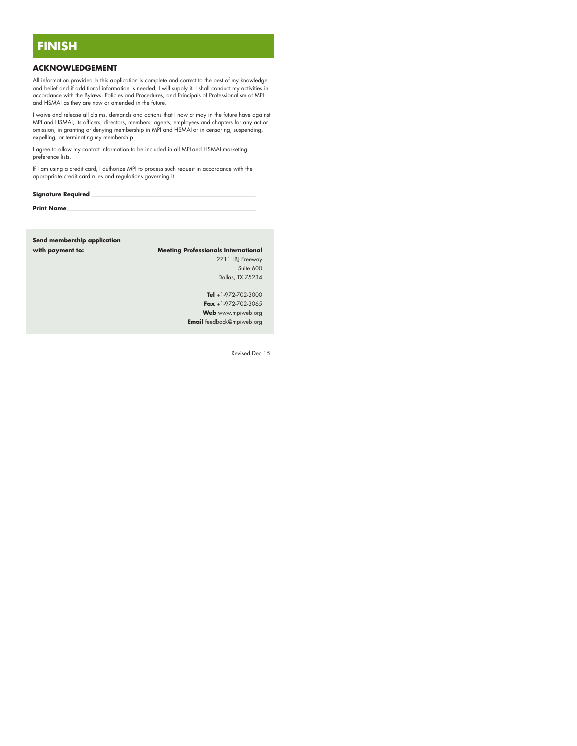# FINISH

## ACKNOWLEDGEMENT

All information provided in this application is complete and correct to the best of my knowledge and belief and if additional information is needed, I will supply it. I shall conduct my activities in accordance with the Bylaws, Policies and Procedures, and Principals of Professionalism of MPI and HSMAI as they are now or amended in the future.

I waive and release all claims, demands and actions that I now or may in the future have against MPI and HSMAI, its officers, directors, members, agents, employees and chapters for any act or omission, in granting or denying membership in MPI and HSMAI or in censoring, suspending, expelling, or terminating my membership.

I agree to allow my contact information to be included in all MPI and HSMAI marketing preference lists.

If I am using a credit card, I authorize MPI to process such request in accordance with the appropriate credit card rules and regulations governing it.

**Signature Required** ____________________________________________

**Print Name**____________________________________________________

**Send membership application with payment to:**

**Meeting Professionals International**
2711 LBJ Freeway
Suite 600
Dallas, TX 75234

**Tel** +1-972-702-3000
**Fax** +1-972-702-3065
**Web** www.mpiweb.org
**Email** feedback@mpiweb.org

Revised Dec 15